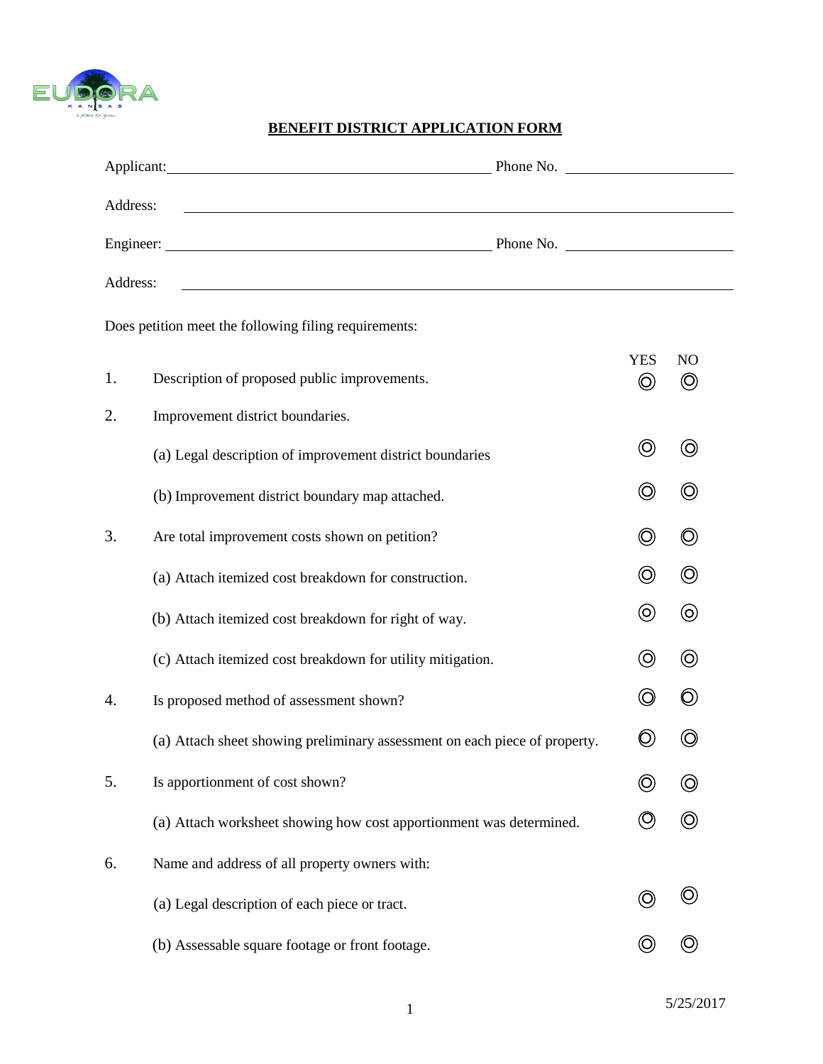## BENEFIT DISTRICT APPLICATION FORM

Applicant: ______________________________ Phone No. ______________

Address: ______________________________________________

Engineer: ______________________________ Phone No. ______________

Address: ______________________________________________

Does petition meet the following filing requirements:

| | | YES | NO |
|---|---|---|---|
| 1. | Description of proposed public improvements. | ◎ | ◎ |
| 2. | Improvement district boundaries. | | |
| | (a) Legal description of improvement district boundaries | ◎ | ◎ |
| | (b) Improvement district boundary map attached. | ◎ | ◎ |
| 3. | Are total improvement costs shown on petition? | ◎ | ◎ |
| | (a) Attach itemized cost breakdown for construction. | ◎ | ◎ |
| | (b) Attach itemized cost breakdown for right of way. | ◎ | ◎ |
| | (c) Attach itemized cost breakdown for utility mitigation. | ◎ | ◎ |
| 4. | Is proposed method of assessment shown? | ◎ | ◎ |
| | (a) Attach sheet showing preliminary assessment on each piece of property. | ◎ | ◎ |
| 5. | Is apportionment of cost shown? | ◎ | ◎ |
| | (a) Attach worksheet showing how cost apportionment was determined. | ◎ | ◎ |
| 6. | Name and address of all property owners with: | | |
| | (a) Legal description of each piece or tract. | ◎ | ◎ |
| | (b) Assessable square footage or front footage. | ◎ | ◎ |

5/25/2017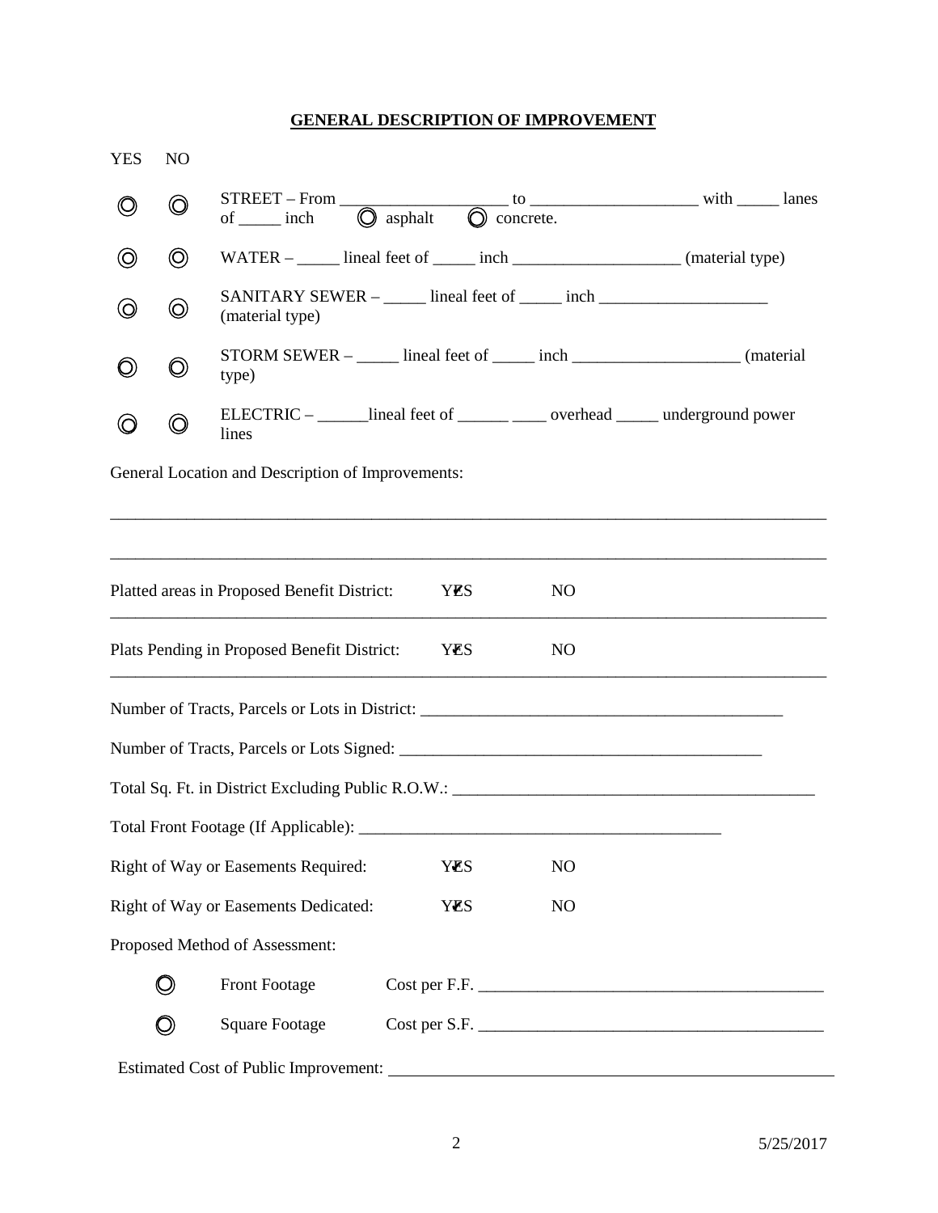## GENERAL DESCRIPTION OF IMPROVEMENT

| YES | NO | |
|---|---|---|
| ◎ | ◎ | STREET – From ____________________ to ____________________ with _____ lanes of _____ inch ◎ asphalt ◎ concrete. |
| ◎ | ◎ | WATER – _____ lineal feet of _____ inch ____________________ (material type) |
| ◎ | ◎ | SANITARY SEWER – _____ lineal feet of _____ inch ____________________ (material type) |
| ◎ | ◎ | STORM SEWER – _____ lineal feet of _____ inch ____________________ (material type) |
| ◎ | ◎ | ELECTRIC – ______lineal feet of ______ ____ overhead _____ underground power lines |

General Location and Description of Improvements:

_____________________________________________________________________________________

_____________________________________________________________________________________

Platted areas in Proposed Benefit District: YES NO

Plats Pending in Proposed Benefit District: YES NO

Number of Tracts, Parcels or Lots in District: ____________________________________________

Number of Tracts, Parcels or Lots Signed: ____________________________________________

Total Sq. Ft. in District Excluding Public R.O.W.: ____________________________________________

Total Front Footage (If Applicable): ____________________________________________

Right of Way or Easements Required: YES NO

Right of Way or Easements Dedicated: YES NO

Proposed Method of Assessment:

◎ Front Footage Cost per F.F. ________________________________________

◎ Square Footage Cost per S.F. ________________________________________

Estimated Cost of Public Improvement: ____________________________________________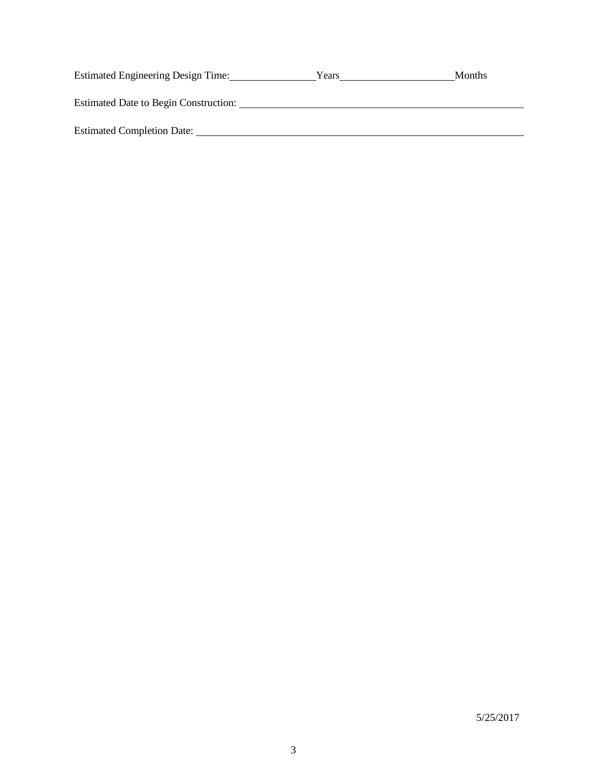Estimated Engineering Design Time: ________________ Years ______________________ Months

Estimated Date to Begin Construction: ________________________________________________________

Estimated Completion Date: ______________________________________________________________

5/25/2017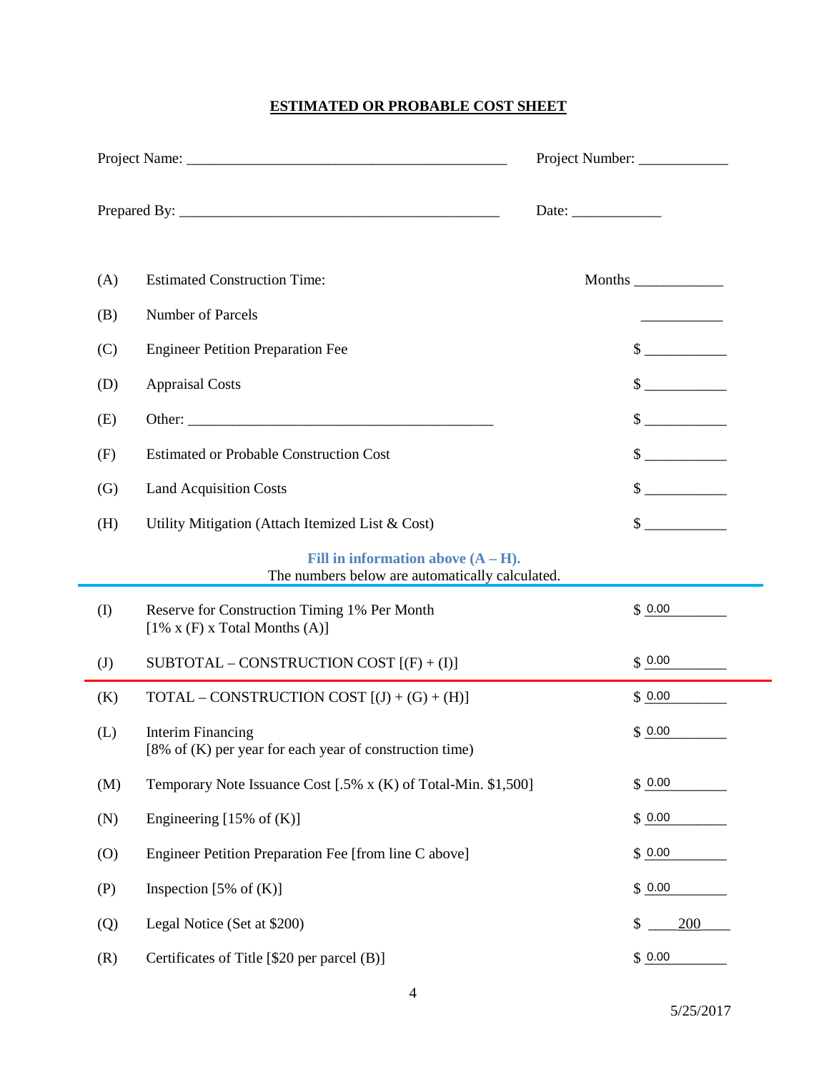## ESTIMATED OR PROBABLE COST SHEET

Project Name: ____________________________________________ Project Number: ____________

Prepared By: ____________________________________________ Date: ____________

| | | |
|---|---|---|
| (A) | Estimated Construction Time: | Months ____________ |
| (B) | Number of Parcels | ___________ |
| (C) | Engineer Petition Preparation Fee | $ ___________ |
| (D) | Appraisal Costs | $ ___________ |
| (E) | Other: ___________________________________________ | $ ___________ |
| (F) | Estimated or Probable Construction Cost | $ ___________ |
| (G) | Land Acquisition Costs | $ ___________ |
| (H) | Utility Mitigation (Attach Itemized List & Cost) | $ ___________ |

**Fill in information above (A – H).**
The numbers below are automatically calculated.

| | | |
|---|---|---|
| (I) | Reserve for Construction Timing 1% Per Month [1% x (F) x Total Months (A)] | $ 0.00 |
| (J) | SUBTOTAL – CONSTRUCTION COST [(F) + (I)] | $ 0.00 |
| (K) | TOTAL – CONSTRUCTION COST [(J) + (G) + (H)] | $ 0.00 |
| (L) | Interim Financing [8% of (K) per year for each year of construction time) | $ 0.00 |
| (M) | Temporary Note Issuance Cost [.5% x (K) of Total-Min. $1,500] | $ 0.00 |
| (N) | Engineering [15% of (K)] | $ 0.00 |
| (O) | Engineer Petition Preparation Fee [from line C above] | $ 0.00 |
| (P) | Inspection [5% of (K)] | $ 0.00 |
| (Q) | Legal Notice (Set at $200) | $ 200 |
| (R) | Certificates of Title [$20 per parcel (B)] | $ 0.00 |

5/25/2017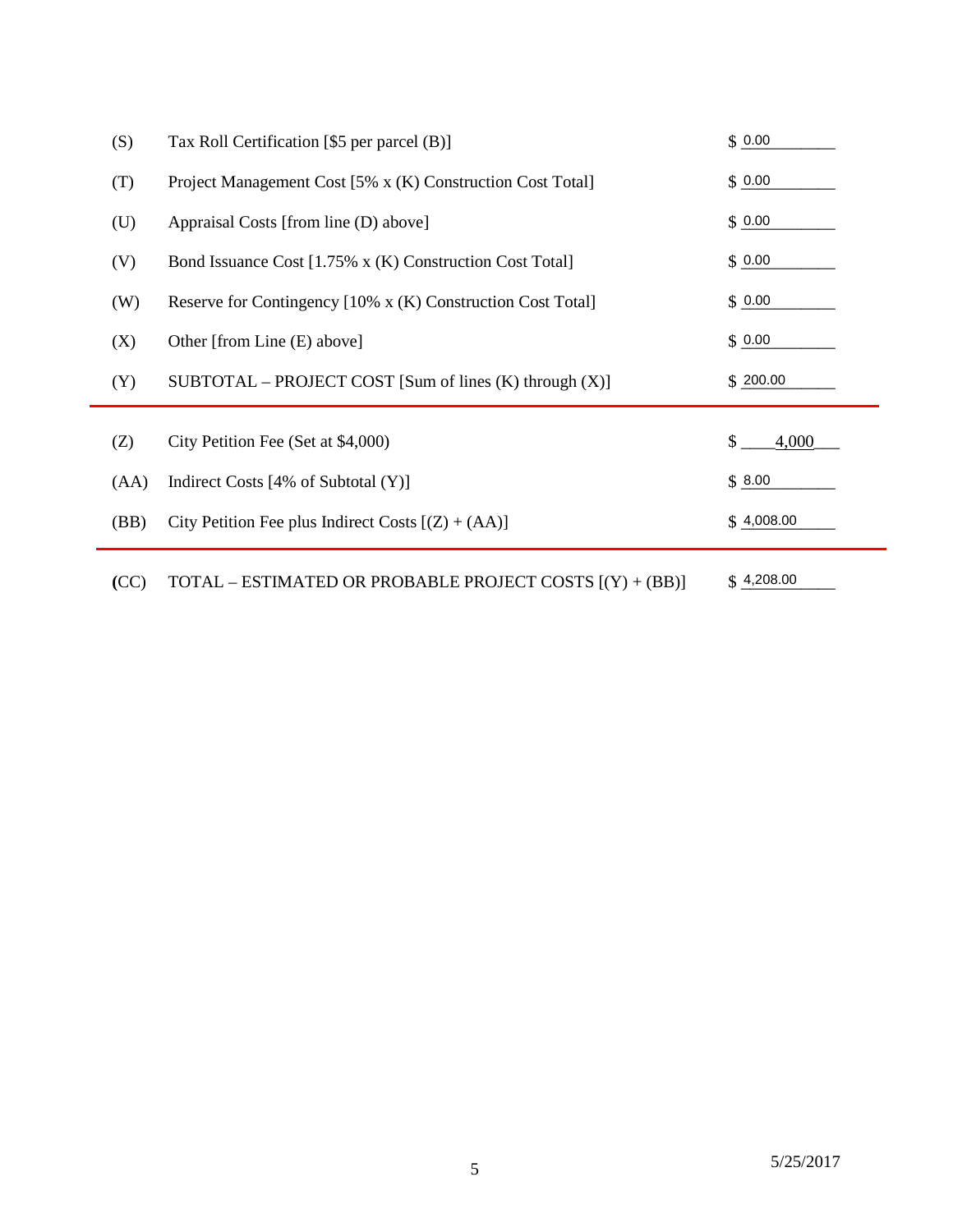| | | |
|---|---|---|
| (S) | Tax Roll Certification [$5 per parcel (B)] | $ 0.00 |
| (T) | Project Management Cost [5% x (K) Construction Cost Total] | $ 0.00 |
| (U) | Appraisal Costs [from line (D) above] | $ 0.00 |
| (V) | Bond Issuance Cost [1.75% x (K) Construction Cost Total] | $ 0.00 |
| (W) | Reserve for Contingency [10% x (K) Construction Cost Total] | $ 0.00 |
| (X) | Other [from Line (E) above] | $ 0.00 |
| (Y) | SUBTOTAL – PROJECT COST [Sum of lines (K) through (X)] | $ 200.00 |
| (Z) | City Petition Fee (Set at $4,000) | $ 4,000 |
| (AA) | Indirect Costs [4% of Subtotal (Y)] | $ 8.00 |
| (BB) | City Petition Fee plus Indirect Costs [(Z) + (AA)] | $ 4,008.00 |
| (CC) | TOTAL – ESTIMATED OR PROBABLE PROJECT COSTS [(Y) + (BB)] | $ 4,208.00 |

5/25/2017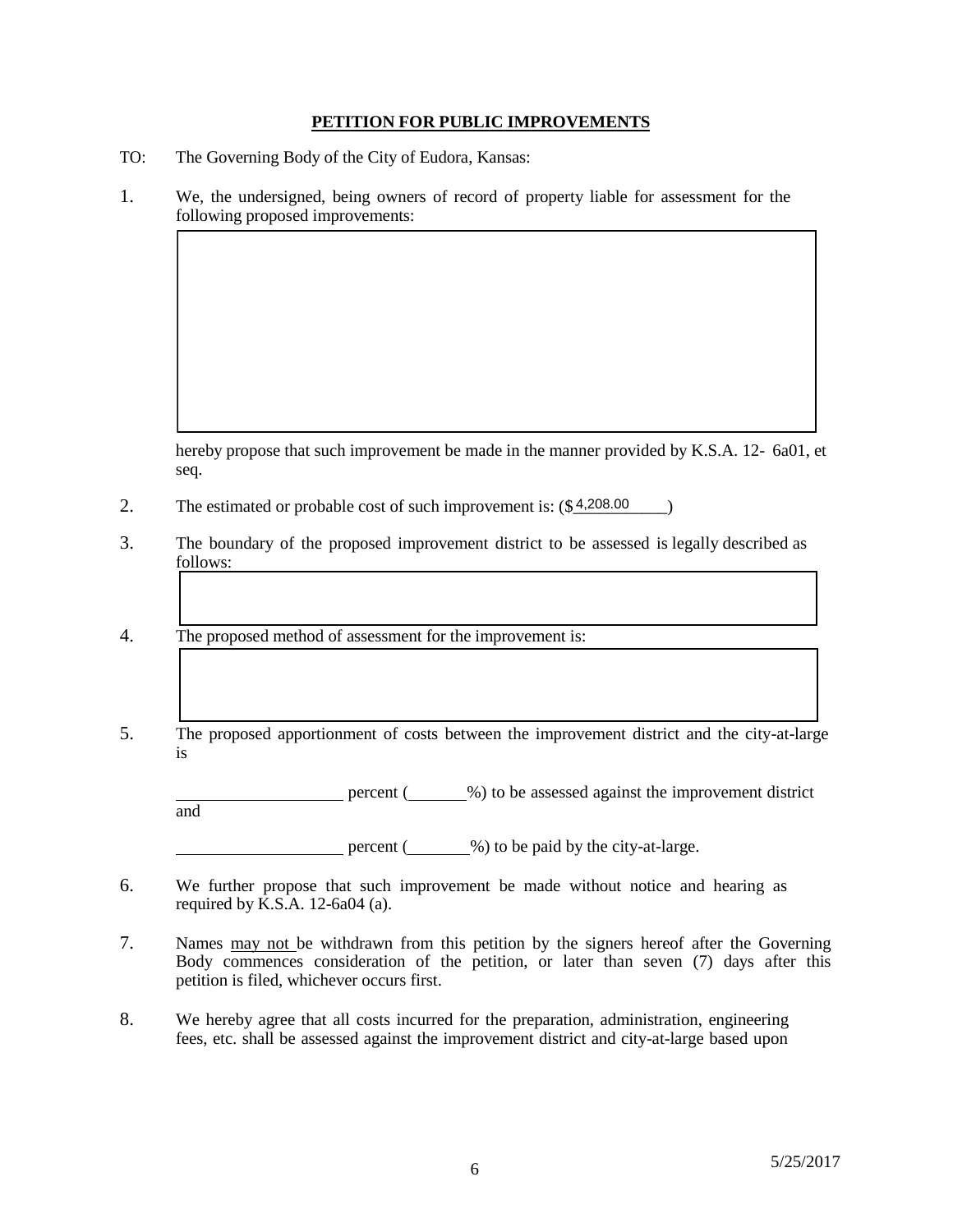**PETITION FOR PUBLIC IMPROVEMENTS**

TO: The Governing Body of the City of Eudora, Kansas:

1. We, the undersigned, being owners of record of property liable for assessment for the following proposed improvements:

   hereby propose that such improvement be made in the manner provided by K.S.A. 12- 6a01, et seq.

2. The estimated or probable cost of such improvement is: ($4,208.00)

3. The boundary of the proposed improvement district to be assessed is legally described as follows:

4. The proposed method of assessment for the improvement is:

5. The proposed apportionment of costs between the improvement district and the city-at-large is

   \_\_\_\_\_\_\_\_\_\_\_\_\_\_\_\_\_\_\_\_ percent (\_\_\_\_\_\_\_%) to be assessed against the improvement district and

   \_\_\_\_\_\_\_\_\_\_\_\_\_\_\_\_\_\_\_\_ percent (\_\_\_\_\_\_\_%) to be paid by the city-at-large.

6. We further propose that such improvement be made without notice and hearing as required by K.S.A. 12-6a04 (a).

7. Names <u>may not</u> be withdrawn from this petition by the signers hereof after the Governing Body commences consideration of the petition, or later than seven (7) days after this petition is filed, whichever occurs first.

8. We hereby agree that all costs incurred for the preparation, administration, engineering fees, etc. shall be assessed against the improvement district and city-at-large based upon

5/25/2017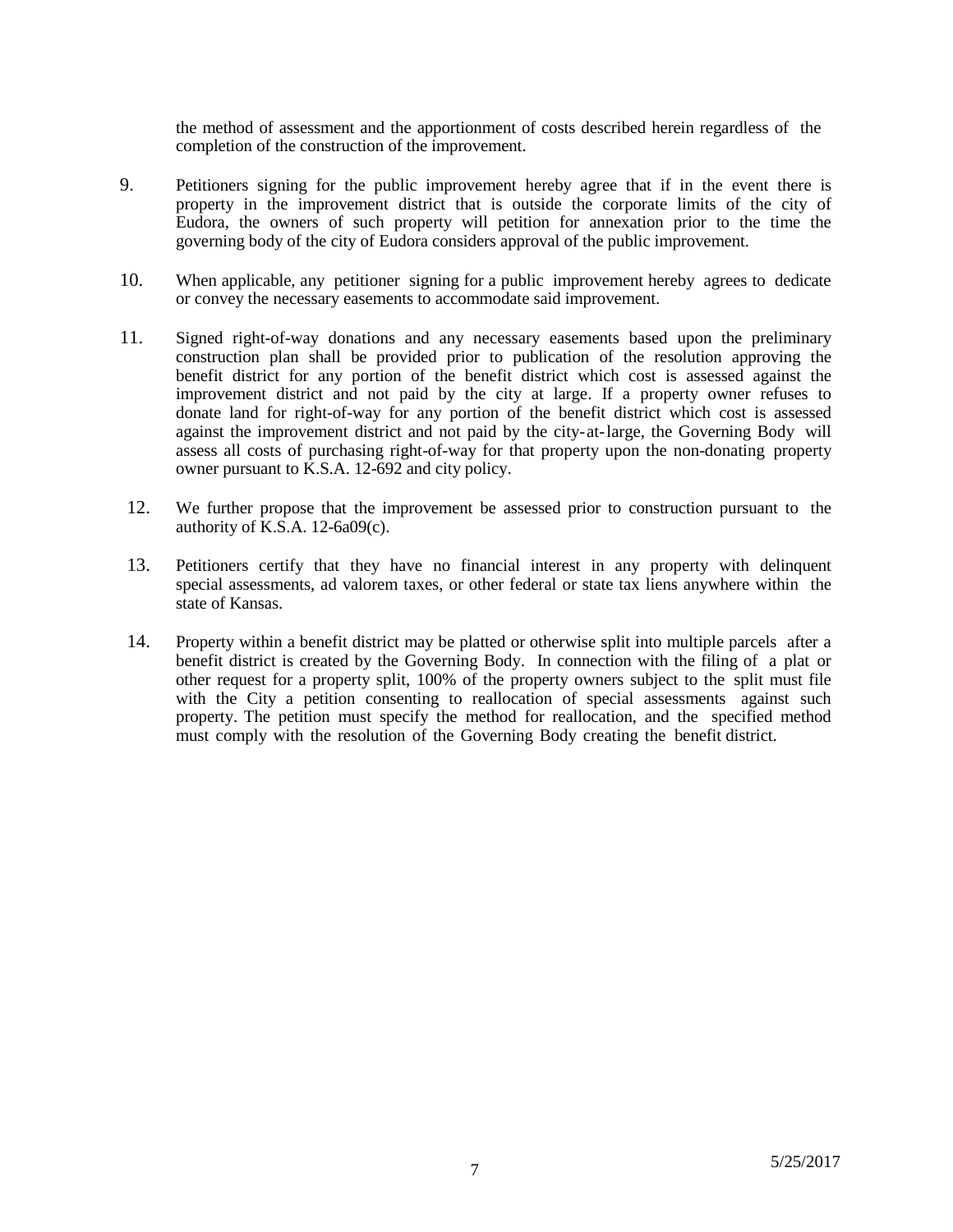the method of assessment and the apportionment of costs described herein regardless of the completion of the construction of the improvement.

9. Petitioners signing for the public improvement hereby agree that if in the event there is property in the improvement district that is outside the corporate limits of the city of Eudora, the owners of such property will petition for annexation prior to the time the governing body of the city of Eudora considers approval of the public improvement.

10. When applicable, any petitioner signing for a public improvement hereby agrees to dedicate or convey the necessary easements to accommodate said improvement.

11. Signed right-of-way donations and any necessary easements based upon the preliminary construction plan shall be provided prior to publication of the resolution approving the benefit district for any portion of the benefit district which cost is assessed against the improvement district and not paid by the city at large. If a property owner refuses to donate land for right-of-way for any portion of the benefit district which cost is assessed against the improvement district and not paid by the city-at-large, the Governing Body will assess all costs of purchasing right-of-way for that property upon the non-donating property owner pursuant to K.S.A. 12-692 and city policy.

12. We further propose that the improvement be assessed prior to construction pursuant to the authority of K.S.A. 12-6a09(c).

13. Petitioners certify that they have no financial interest in any property with delinquent special assessments, ad valorem taxes, or other federal or state tax liens anywhere within the state of Kansas.

14. Property within a benefit district may be platted or otherwise split into multiple parcels after a benefit district is created by the Governing Body. In connection with the filing of a plat or other request for a property split, 100% of the property owners subject to the split must file with the City a petition consenting to reallocation of special assessments against such property. The petition must specify the method for reallocation, and the specified method must comply with the resolution of the Governing Body creating the benefit district.

5/25/2017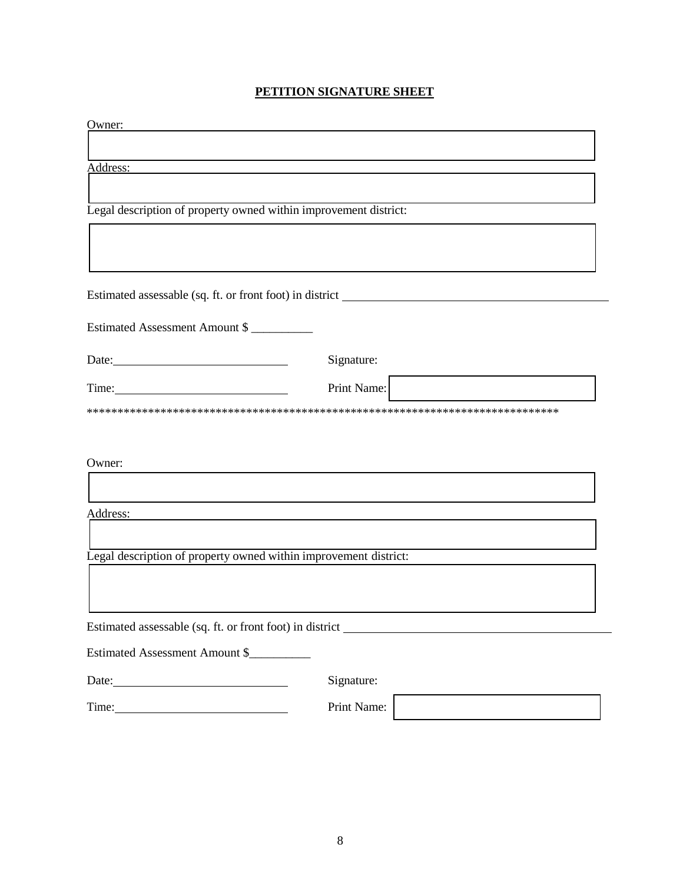**PETITION SIGNATURE SHEET**

Owner:

Address:

Legal description of property owned within improvement district:

Estimated assessable (sq. ft. or front foot) in district ______________________________

Estimated Assessment Amount $ __________

Date: ____________________ Signature:

Time: ____________________ Print Name:

*******************************************************************************

Owner:

Address:

Legal description of property owned within improvement district:

Estimated assessable (sq. ft. or front foot) in district ______________________________

Estimated Assessment Amount $__________

Date: ____________________ Signature:

Time: ____________________ Print Name: